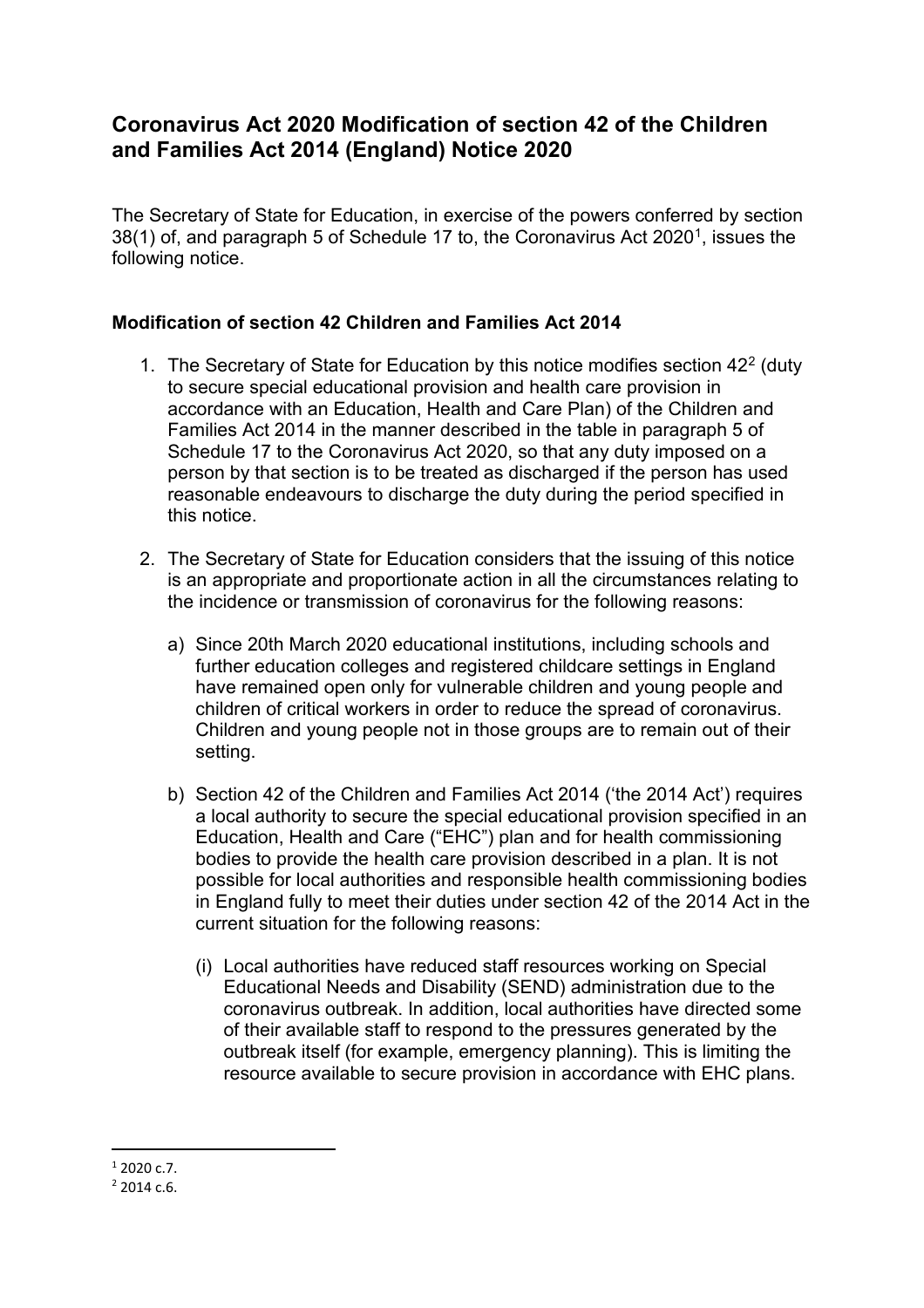# Coronavirus Act 2020 Modification of section 42 of the Children and Families Act 2014 (England) Notice 2020

The Secretary of State for Education, in exercise of the powers conferred by section 38(1) of, and paragraph 5 of Schedule 17 to, the Coronavirus Act 2020[1], issues the following notice.

### Modification of section 42 Children and Families Act 2014

1. The Secretary of State for Education by this notice modifies section 42[2] (duty to secure special educational provision and health care provision in accordance with an Education, Health and Care Plan) of the Children and Families Act 2014 in the manner described in the table in paragraph 5 of Schedule 17 to the Coronavirus Act 2020, so that any duty imposed on a person by that section is to be treated as discharged if the person has used reasonable endeavours to discharge the duty during the period specified in this notice.

2. The Secretary of State for Education considers that the issuing of this notice is an appropriate and proportionate action in all the circumstances relating to the incidence or transmission of coronavirus for the following reasons:

   a) Since 20th March 2020 educational institutions, including schools and further education colleges and registered childcare settings in England have remained open only for vulnerable children and young people and children of critical workers in order to reduce the spread of coronavirus. Children and young people not in those groups are to remain out of their setting.

   b) Section 42 of the Children and Families Act 2014 ('the 2014 Act') requires a local authority to secure the special educational provision specified in an Education, Health and Care ("EHC") plan and for health commissioning bodies to provide the health care provision described in a plan. It is not possible for local authorities and responsible health commissioning bodies in England fully to meet their duties under section 42 of the 2014 Act in the current situation for the following reasons:

      (i) Local authorities have reduced staff resources working on Special Educational Needs and Disability (SEND) administration due to the coronavirus outbreak. In addition, local authorities have directed some of their available staff to respond to the pressures generated by the outbreak itself (for example, emergency planning). This is limiting the resource available to secure provision in accordance with EHC plans.

---

[1] 2020 c.7.

[2] 2014 c.6.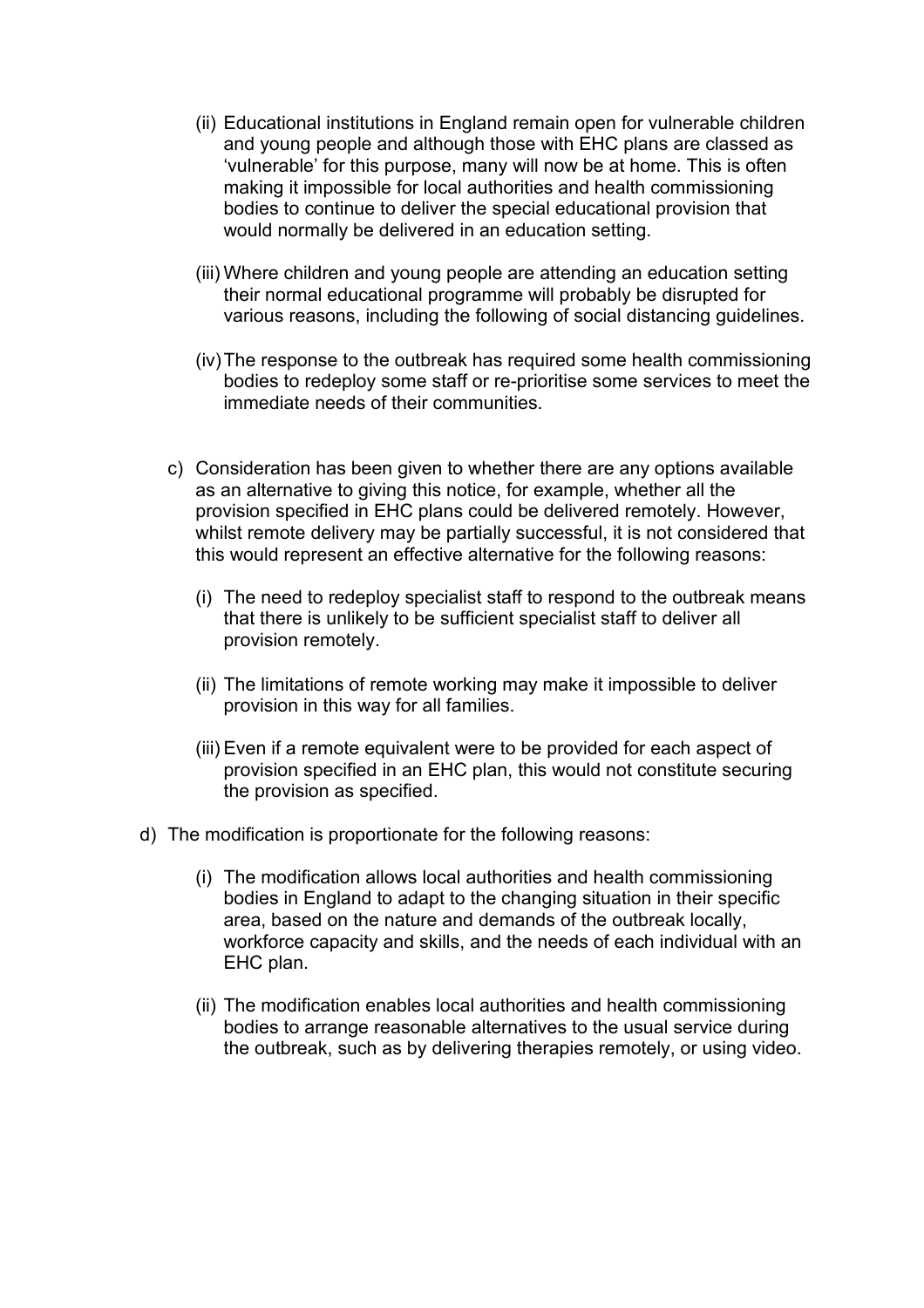(ii) Educational institutions in England remain open for vulnerable children and young people and although those with EHC plans are classed as 'vulnerable' for this purpose, many will now be at home. This is often making it impossible for local authorities and health commissioning bodies to continue to deliver the special educational provision that would normally be delivered in an education setting.

   (iii) Where children and young people are attending an education setting their normal educational programme will probably be disrupted for various reasons, including the following of social distancing guidelines.

   (iv) The response to the outbreak has required some health commissioning bodies to redeploy some staff or re-prioritise some services to meet the immediate needs of their communities.

c) Consideration has been given to whether there are any options available as an alternative to giving this notice, for example, whether all the provision specified in EHC plans could be delivered remotely. However, whilst remote delivery may be partially successful, it is not considered that this would represent an effective alternative for the following reasons:

   (i) The need to redeploy specialist staff to respond to the outbreak means that there is unlikely to be sufficient specialist staff to deliver all provision remotely.

   (ii) The limitations of remote working may make it impossible to deliver provision in this way for all families.

   (iii) Even if a remote equivalent were to be provided for each aspect of provision specified in an EHC plan, this would not constitute securing the provision as specified.

d) The modification is proportionate for the following reasons:

   (i) The modification allows local authorities and health commissioning bodies in England to adapt to the changing situation in their specific area, based on the nature and demands of the outbreak locally, workforce capacity and skills, and the needs of each individual with an EHC plan.

   (ii) The modification enables local authorities and health commissioning bodies to arrange reasonable alternatives to the usual service during the outbreak, such as by delivering therapies remotely, or using video.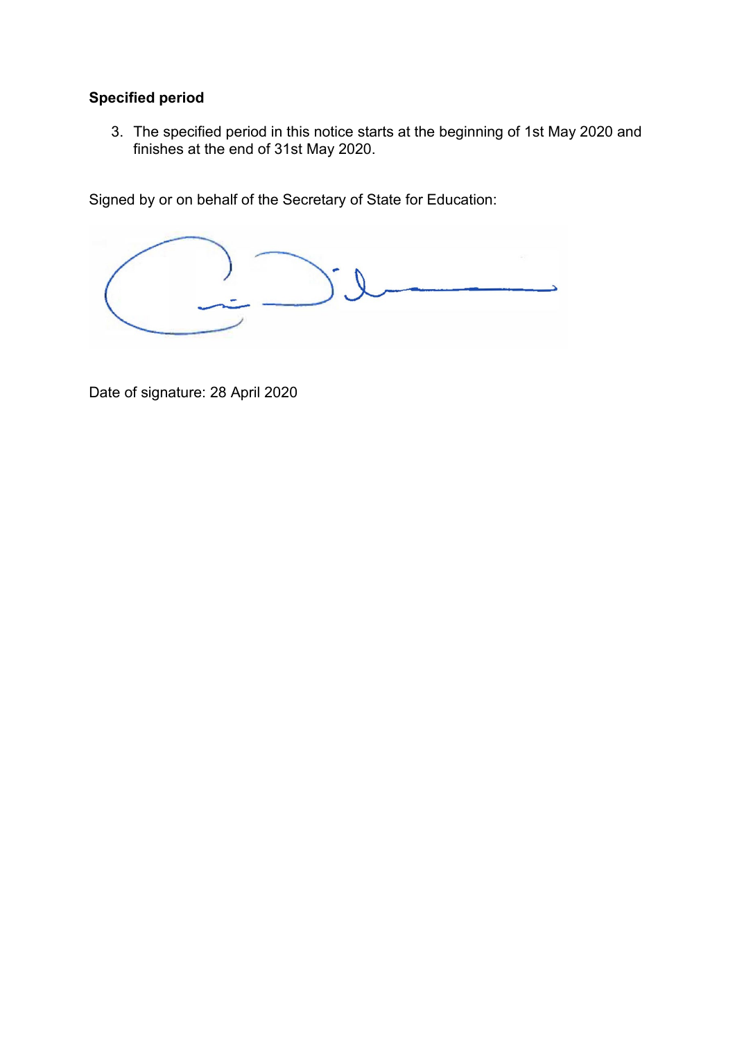**Specified period**

3. The specified period in this notice starts at the beginning of 1st May 2020 and finishes at the end of 31st May 2020.

Signed by or on behalf of the Secretary of State for Education:

Date of signature: 28 April 2020